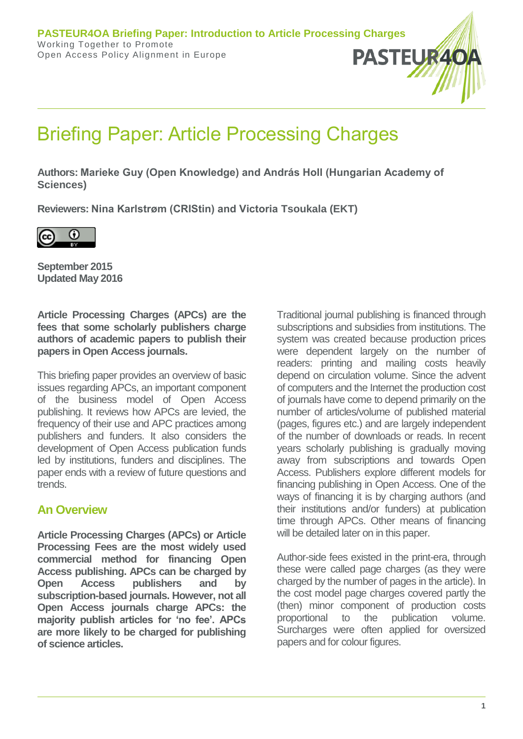# Briefing Paper: Article Processing Charges

**Authors: Marieke Guy (Open Knowledge) and András Holl (Hungarian Academy of Sciences)**

**Reviewers: Nina Karlstrøm (CRIStin) and Victoria Tsoukala (EKT)**

**September 2015**
**Updated May 2016**

**Article Processing Charges (APCs) are the fees that some scholarly publishers charge authors of academic papers to publish their papers in Open Access journals.**

This briefing paper provides an overview of basic issues regarding APCs, an important component of the business model of Open Access publishing. It reviews how APCs are levied, the frequency of their use and APC practices among publishers and funders. It also considers the development of Open Access publication funds led by institutions, funders and disciplines. The paper ends with a review of future questions and trends.

## An Overview

**Article Processing Charges (APCs) or Article Processing Fees are the most widely used commercial method for financing Open Access publishing. APCs can be charged by Open Access publishers and by subscription-based journals. However, not all Open Access journals charge APCs: the majority publish articles for 'no fee'. APCs are more likely to be charged for publishing of science articles.**

Traditional journal publishing is financed through subscriptions and subsidies from institutions. The system was created because production prices were dependent largely on the number of readers: printing and mailing costs heavily depend on circulation volume. Since the advent of computers and the Internet the production cost of journals have come to depend primarily on the number of articles/volume of published material (pages, figures etc.) and are largely independent of the number of downloads or reads. In recent years scholarly publishing is gradually moving away from subscriptions and towards Open Access. Publishers explore different models for financing publishing in Open Access. One of the ways of financing it is by charging authors (and their institutions and/or funders) at publication time through APCs. Other means of financing will be detailed later on in this paper.

Author-side fees existed in the print-era, through these were called page charges (as they were charged by the number of pages in the article). In the cost model page charges covered partly the (then) minor component of production costs proportional to the publication volume. Surcharges were often applied for oversized papers and for colour figures.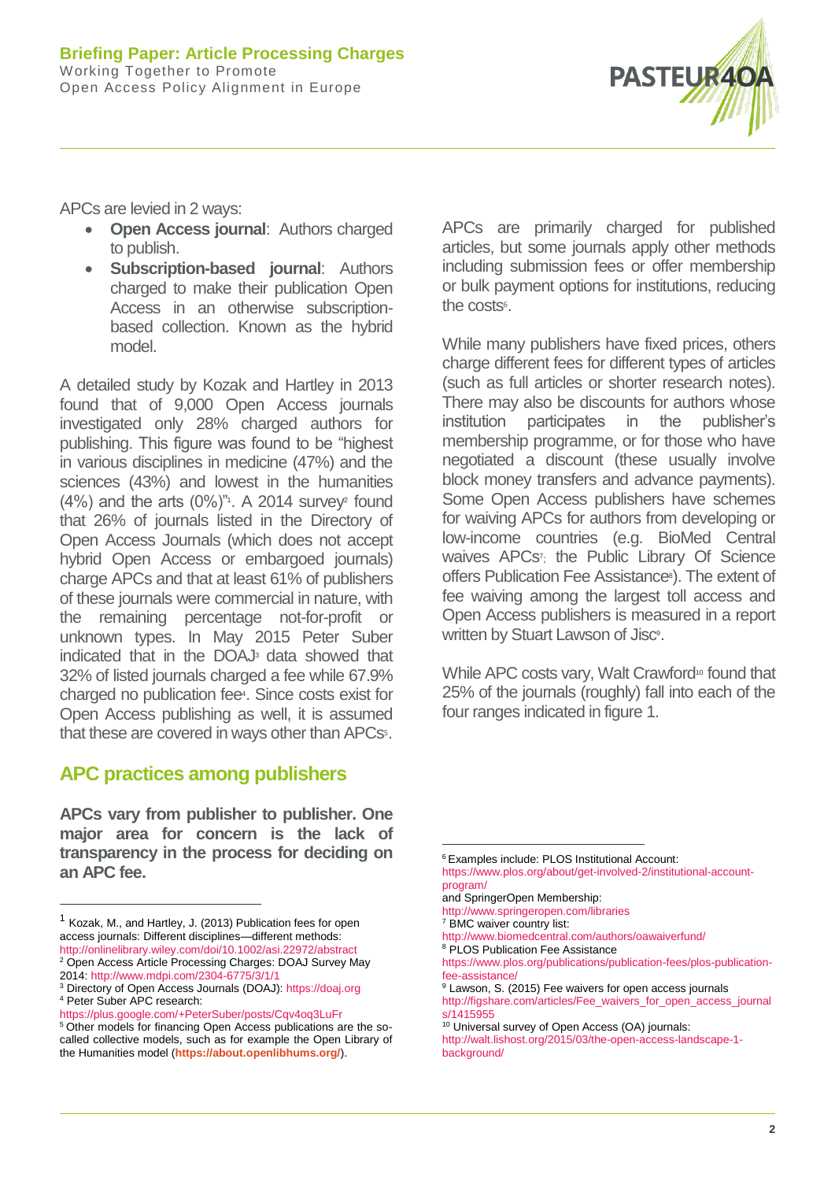APCs are levied in 2 ways:

- **Open Access journal**: Authors charged to publish.
- **Subscription-based journal**: Authors charged to make their publication Open Access in an otherwise subscription-based collection. Known as the hybrid model.

A detailed study by Kozak and Hartley in 2013 found that of 9,000 Open Access journals investigated only 28% charged authors for publishing. This figure was found to be "highest in various disciplines in medicine (47%) and the sciences (43%) and lowest in the humanities (4%) and the arts (0%)"[1]. A 2014 survey[2] found that 26% of journals listed in the Directory of Open Access Journals (which does not accept hybrid Open Access or embargoed journals) charge APCs and that at least 61% of publishers of these journals were commercial in nature, with the remaining percentage not-for-profit or unknown types. In May 2015 Peter Suber indicated that in the DOAJ[3] data showed that 32% of listed journals charged a fee while 67.9% charged no publication fee[4]. Since costs exist for Open Access publishing as well, it is assumed that these are covered in ways other than APCs[5].

## APC practices among publishers

**APCs vary from publisher to publisher. One major area for concern is the lack of transparency in the process for deciding on an APC fee.**

APCs are primarily charged for published articles, but some journals apply other methods including submission fees or offer membership or bulk payment options for institutions, reducing the costs[6].

While many publishers have fixed prices, others charge different fees for different types of articles (such as full articles or shorter research notes). There may also be discounts for authors whose institution participates in the publisher's membership programme, or for those who have negotiated a discount (these usually involve block money transfers and advance payments). Some Open Access publishers have schemes for waiving APCs for authors from developing or low-income countries (e.g. BioMed Central waives APCs[7]; the Public Library Of Science offers Publication Fee Assistance[8]). The extent of fee waiving among the largest toll access and Open Access publishers is measured in a report written by Stuart Lawson of Jisc[9].

While APC costs vary, Walt Crawford[10] found that 25% of the journals (roughly) fall into each of the four ranges indicated in figure 1.

---

[1] Kozak, M., and Hartley, J. (2013) Publication fees for open access journals: Different disciplines—different methods: http://onlinelibrary.wiley.com/doi/10.1002/asi.22972/abstract

[2] Open Access Article Processing Charges: DOAJ Survey May 2014: http://www.mdpi.com/2304-6775/3/1/1

[3] Directory of Open Access Journals (DOAJ): https://doaj.org

[4] Peter Suber APC research: https://plus.google.com/+PeterSuber/posts/Cqv4oq3LuFr

[5] Other models for financing Open Access publications are the so-called collective models, such as for example the Open Library of the Humanities model (**https://about.openlibhums.org/**).

[6] Examples include: PLOS Institutional Account: https://www.plos.org/about/get-involved-2/institutional-account-program/ and SpringerOpen Membership: http://www.springeropen.com/libraries

[7] BMC waiver country list: http://www.biomedcentral.com/authors/oawaiverfund/

[8] PLOS Publication Fee Assistance https://www.plos.org/publications/publication-fees/plos-publication-fee-assistance/

[9] Lawson, S. (2015) Fee waivers for open access journals http://figshare.com/articles/Fee_waivers_for_open_access_journals/1415955

[10] Universal survey of Open Access (OA) journals: http://walt.lishost.org/2015/03/the-open-access-landscape-1-background/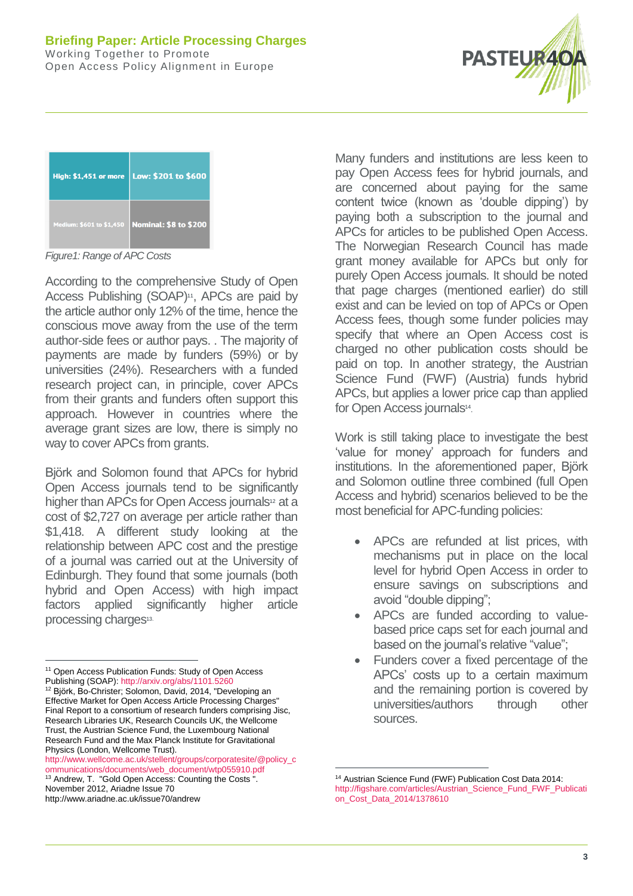| | |
|---|---|
| High: $1,451 or more | Low: $201 to $600 |
| Medium: $601 to $1,450 | Nominal: $8 to $200 |

*Figure1: Range of APC Costs*

According to the comprehensive Study of Open Access Publishing (SOAP)[11], APCs are paid by the article author only 12% of the time, hence the conscious move away from the use of the term author-side fees or author pays. . The majority of payments are made by funders (59%) or by universities (24%). Researchers with a funded research project can, in principle, cover APCs from their grants and funders often support this approach. However in countries where the average grant sizes are low, there is simply no way to cover APCs from grants.

Björk and Solomon found that APCs for hybrid Open Access journals tend to be significantly higher than APCs for Open Access journals[12] at a cost of $2,727 on average per article rather than $1,418. A different study looking at the relationship between APC cost and the prestige of a journal was carried out at the University of Edinburgh. They found that some journals (both hybrid and Open Access) with high impact factors applied significantly higher article processing charges[13].

Many funders and institutions are less keen to pay Open Access fees for hybrid journals, and are concerned about paying for the same content twice (known as 'double dipping') by paying both a subscription to the journal and APCs for articles to be published Open Access. The Norwegian Research Council has made grant money available for APCs but only for purely Open Access journals. It should be noted that page charges (mentioned earlier) do still exist and can be levied on top of APCs or Open Access fees, though some funder policies may specify that where an Open Access cost is charged no other publication costs should be paid on top. In another strategy, the Austrian Science Fund (FWF) (Austria) funds hybrid APCs, but applies a lower price cap than applied for Open Access journals[14].

Work is still taking place to investigate the best 'value for money' approach for funders and institutions. In the aforementioned paper, Björk and Solomon outline three combined (full Open Access and hybrid) scenarios believed to be the most beneficial for APC-funding policies:

- APCs are refunded at list prices, with mechanisms put in place on the local level for hybrid Open Access in order to ensure savings on subscriptions and avoid "double dipping";
- APCs are funded according to value-based price caps set for each journal and based on the journal's relative "value";
- Funders cover a fixed percentage of the APCs' costs up to a certain maximum and the remaining portion is covered by universities/authors through other sources.

[11] Open Access Publication Funds: Study of Open Access Publishing (SOAP): http://arxiv.org/abs/1101.5260

[12] Björk, Bo-Christer; Solomon, David, 2014, "Developing an Effective Market for Open Access Article Processing Charges" Final Report to a consortium of research funders comprising Jisc, Research Libraries UK, Research Councils UK, the Wellcome Trust, the Austrian Science Fund, the Luxembourg National Research Fund and the Max Planck Institute for Gravitational Physics (London, Wellcome Trust). http://www.wellcome.ac.uk/stellent/groups/corporatesite/@policy_communications/documents/web_document/wtp055910.pdf

[13] Andrew, T. "Gold Open Access: Counting the Costs ". November 2012, Ariadne Issue 70 http://www.ariadne.ac.uk/issue70/andrew

[14] Austrian Science Fund (FWF) Publication Cost Data 2014: http://figshare.com/articles/Austrian_Science_Fund_FWF_Publication_Cost_Data_2014/1378610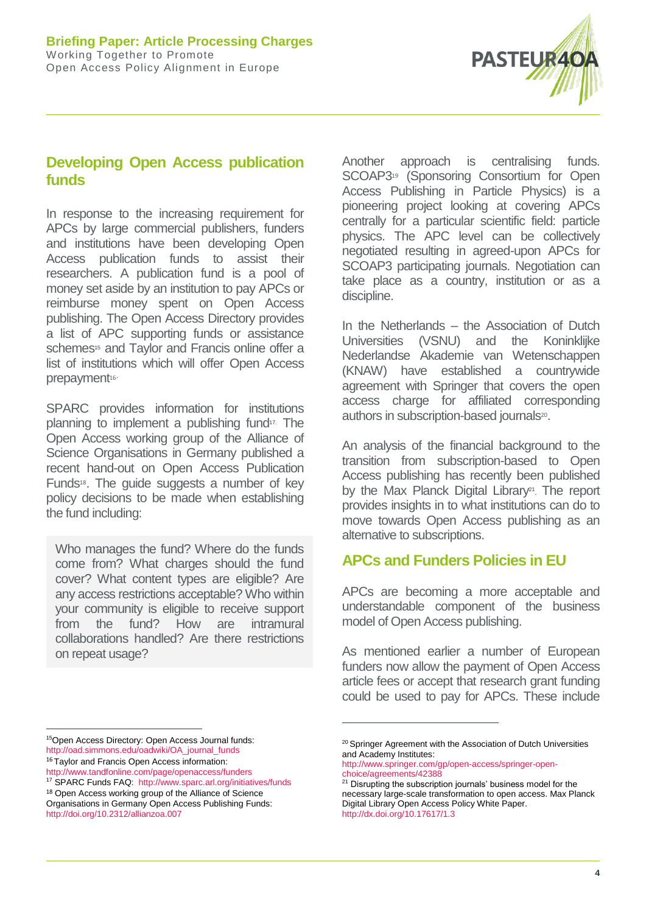## Developing Open Access publication funds

In response to the increasing requirement for APCs by large commercial publishers, funders and institutions have been developing Open Access publication funds to assist their researchers. A publication fund is a pool of money set aside by an institution to pay APCs or reimburse money spent on Open Access publishing. The Open Access Directory provides a list of APC supporting funds or assistance schemes[15] and Taylor and Francis online offer a list of institutions which will offer Open Access prepayment[16].

SPARC provides information for institutions planning to implement a publishing fund[17]. The Open Access working group of the Alliance of Science Organisations in Germany published a recent hand-out on Open Access Publication Funds[18]. The guide suggests a number of key policy decisions to be made when establishing the fund including:

> Who manages the fund? Where do the funds come from? What charges should the fund cover? What content types are eligible? Are any access restrictions acceptable? Who within your community is eligible to receive support from the fund? How are intramural collaborations handled? Are there restrictions on repeat usage?

Another approach is centralising funds. SCOAP3[19] (Sponsoring Consortium for Open Access Publishing in Particle Physics) is a pioneering project looking at covering APCs centrally for a particular scientific field: particle physics. The APC level can be collectively negotiated resulting in agreed-upon APCs for SCOAP3 participating journals. Negotiation can take place as a country, institution or as a discipline.

In the Netherlands – the Association of Dutch Universities (VSNU) and the Koninklijke Nederlandse Akademie van Wetenschappen (KNAW) have established a countrywide agreement with Springer that covers the open access charge for affiliated corresponding authors in subscription-based journals[20].

An analysis of the financial background to the transition from subscription-based to Open Access publishing has recently been published by the Max Planck Digital Library[21]. The report provides insights in to what institutions can do to move towards Open Access publishing as an alternative to subscriptions.

## APCs and Funders Policies in EU

APCs are becoming a more acceptable and understandable component of the business model of Open Access publishing.

As mentioned earlier a number of European funders now allow the payment of Open Access article fees or accept that research grant funding could be used to pay for APCs. These include

---

[15] Open Access Directory: Open Access Journal funds: http://oad.simmons.edu/oadwiki/OA_journal_funds

[16] Taylor and Francis Open Access information: http://www.tandfonline.com/page/openaccess/funders

[17] SPARC Funds FAQ: http://www.sparc.arl.org/initiatives/funds

[18] Open Access working group of the Alliance of Science Organisations in Germany Open Access Publishing Funds: http://doi.org/10.2312/allianzoa.007

[20] Springer Agreement with the Association of Dutch Universities and Academy Institutes: http://www.springer.com/gp/open-access/springer-open-choice/agreements/42388

[21] Disrupting the subscription journals' business model for the necessary large-scale transformation to open access. Max Planck Digital Library Open Access Policy White Paper. http://dx.doi.org/10.17617/1.3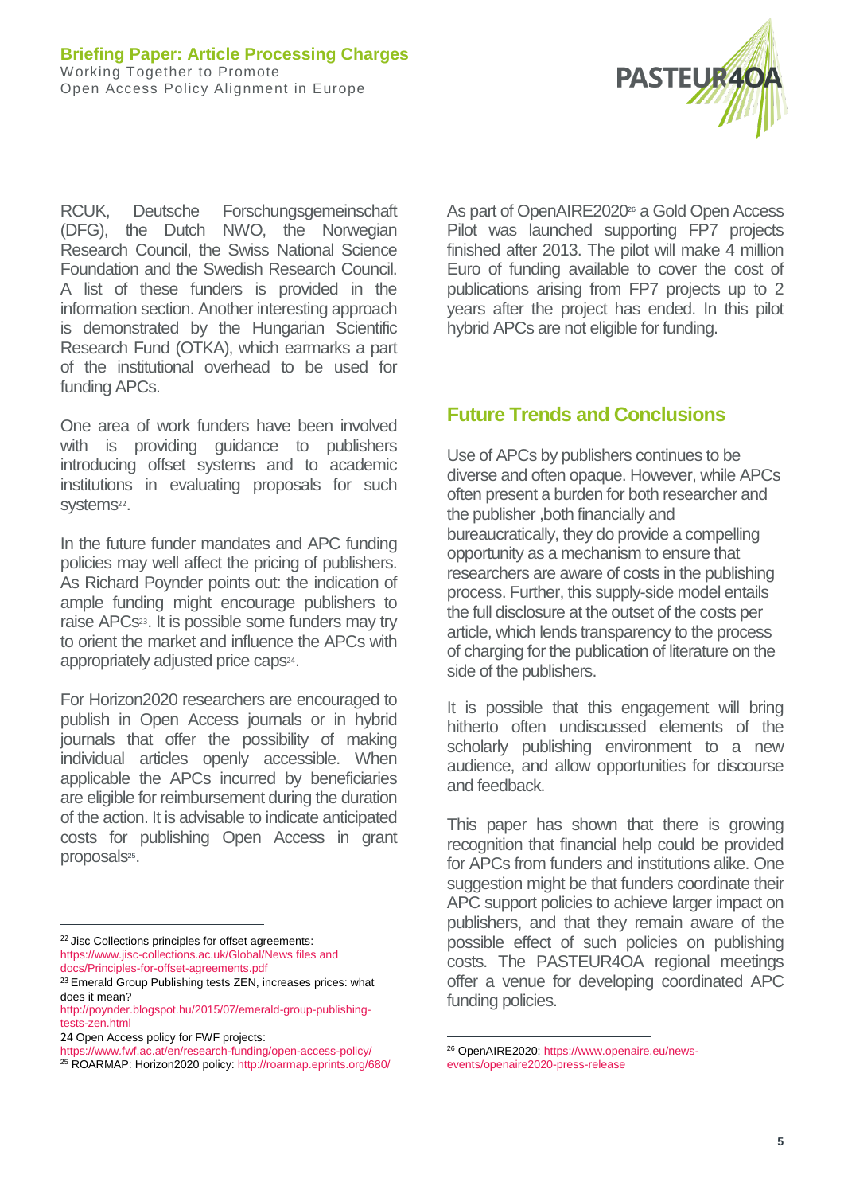RCUK, Deutsche Forschungsgemeinschaft (DFG), the Dutch NWO, the Norwegian Research Council, the Swiss National Science Foundation and the Swedish Research Council. A list of these funders is provided in the information section. Another interesting approach is demonstrated by the Hungarian Scientific Research Fund (OTKA), which earmarks a part of the institutional overhead to be used for funding APCs.

One area of work funders have been involved with is providing guidance to publishers introducing offset systems and to academic institutions in evaluating proposals for such systems[22].

In the future funder mandates and APC funding policies may well affect the pricing of publishers. As Richard Poynder points out: the indication of ample funding might encourage publishers to raise APCs[23]. It is possible some funders may try to orient the market and influence the APCs with appropriately adjusted price caps[24].

For Horizon2020 researchers are encouraged to publish in Open Access journals or in hybrid journals that offer the possibility of making individual articles openly accessible. When applicable the APCs incurred by beneficiaries are eligible for reimbursement during the duration of the action. It is advisable to indicate anticipated costs for publishing Open Access in grant proposals[25].

As part of OpenAIRE2020[26] a Gold Open Access Pilot was launched supporting FP7 projects finished after 2013. The pilot will make 4 million Euro of funding available to cover the cost of publications arising from FP7 projects up to 2 years after the project has ended. In this pilot hybrid APCs are not eligible for funding.

## Future Trends and Conclusions

Use of APCs by publishers continues to be diverse and often opaque. However, while APCs often present a burden for both researcher and the publisher ,both financially and bureaucratically, they do provide a compelling opportunity as a mechanism to ensure that researchers are aware of costs in the publishing process. Further, this supply-side model entails the full disclosure at the outset of the costs per article, which lends transparency to the process of charging for the publication of literature on the side of the publishers.

It is possible that this engagement will bring hitherto often undiscussed elements of the scholarly publishing environment to a new audience, and allow opportunities for discourse and feedback.

This paper has shown that there is growing recognition that financial help could be provided for APCs from funders and institutions alike. One suggestion might be that funders coordinate their APC support policies to achieve larger impact on publishers, and that they remain aware of the possible effect of such policies on publishing costs. The PASTEUR4OA regional meetings offer a venue for developing coordinated APC funding policies.

---

[22] Jisc Collections principles for offset agreements: https://www.jisc-collections.ac.uk/Global/News files and docs/Principles-for-offset-agreements.pdf

[23] Emerald Group Publishing tests ZEN, increases prices: what does it mean? http://poynder.blogspot.hu/2015/07/emerald-group-publishing-tests-zen.html

24 Open Access policy for FWF projects: https://www.fwf.ac.at/en/research-funding/open-access-policy/

[25] ROARMAP: Horizon2020 policy: http://roarmap.eprints.org/680/

[26] OpenAIRE2020: https://www.openaire.eu/news-events/openaire2020-press-release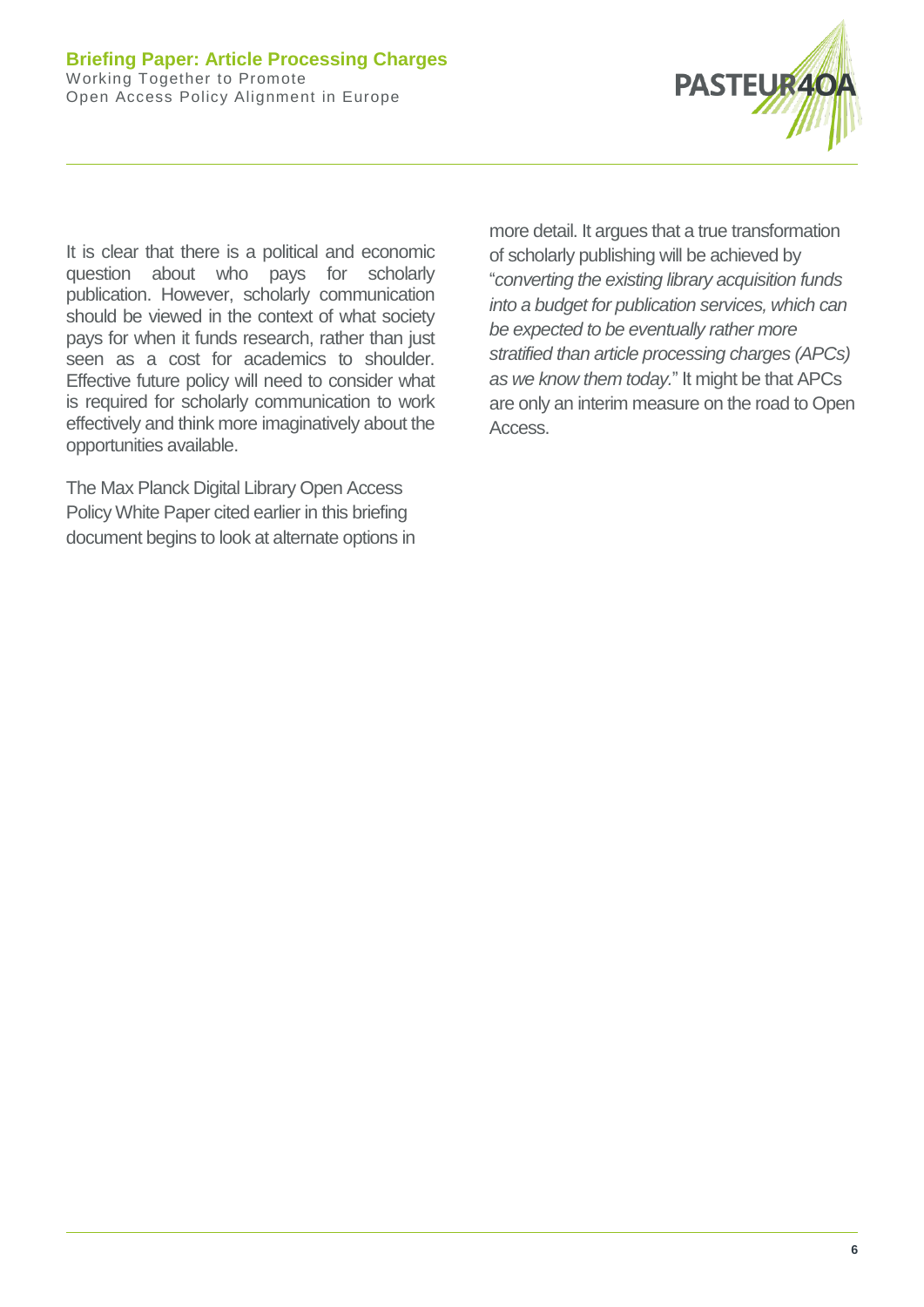It is clear that there is a political and economic question about who pays for scholarly publication. However, scholarly communication should be viewed in the context of what society pays for when it funds research, rather than just seen as a cost for academics to shoulder. Effective future policy will need to consider what is required for scholarly communication to work effectively and think more imaginatively about the opportunities available.

The Max Planck Digital Library Open Access Policy White Paper cited earlier in this briefing document begins to look at alternate options in more detail. It argues that a true transformation of scholarly publishing will be achieved by "*converting the existing library acquisition funds into a budget for publication services, which can be expected to be eventually rather more stratified than article processing charges (APCs) as we know them today.*" It might be that APCs are only an interim measure on the road to Open Access.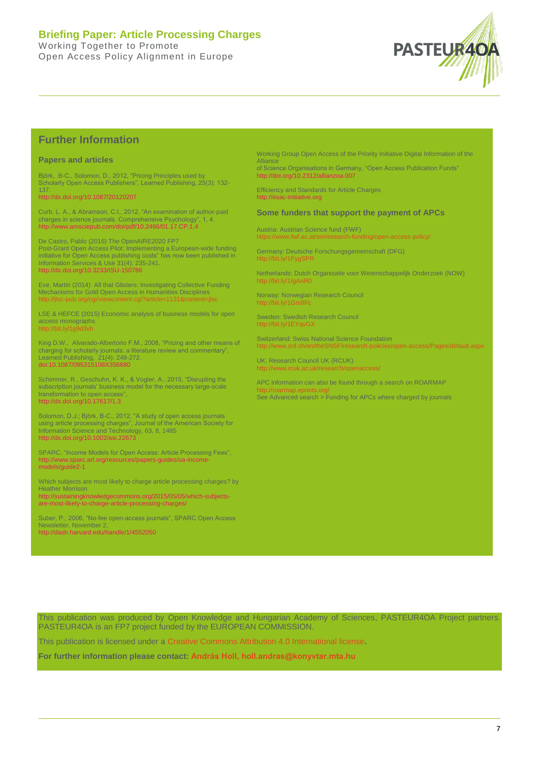## Further Information

### Papers and articles

Björk, B-C., Solomon, D., 2012, "Pricing Principles used by Scholarly Open Access Publishers", Learned Publishing, 25(3): 132-137.
http://dx.doi.org/10.1087/20120207

Curb, L. A., & Abramson, C.I., 2012, "An examination of author-paid charges in science journals. Comprehensive Psychology", 1, 4.
http://www.amsciepub.com/doi/pdf/10.2466/01.17.CP.1.4

De Castro, Pablo (2016) The OpenAIRE2020 FP7 Post-Grant Open Access Pilot: Implementing a European-wide funding initiative for Open Access publishing costs" has now been published in Information Services & Use 31(4): 235-241.
http://dx.doi.org/10.3233/ISU-150786

Eve, Martin (2014) All that Glisters: Investigating Collective Funding Mechanisms for Gold Open Access in Humanities Disciplines
http://jlsc-pub.org/cgi/viewcontent.cgi?article=1131&context=jlsc

LSE & HEFCE (2015) Economic analysis of business models for open access monographs
http://bit.ly/1g9d3vh

King D.W., Alvarado-Albertorio F.M., 2008, "Pricing and other means of charging for scholarly journals: a literature review and commentary", Learned Publishing, 21(4): 248-272.
doi:10.1087/095315108X356680

Schimmer, R., Geschuhn, K. K., & Vogler, A., 2015, "Disrupting the subscription journals' business model for the necessary large-scale transformation to open access",.
http://dx.doi.org/10.17617/1.3

Solomon, D.J.; Björk, B-C., 2012, "A study of open access journals using article processing charges", Journal of the American Society for Information Science and Technology, 63, 8, 1485
http://dx.doi.org/10.1002/asi.22673

SPARC, "Income Models for Open Access: Article Processing Fees",
http://www.sparc.arl.org/resources/papers-guides/oa-income-models/guide2-1

Which subjects are most likely to charge article processing charges? by Heather Morrison
http://sustainingknowledgecommons.org/2015/05/05/which-subjects-are-most-likely-to-charge-article-processing-charges/

Suber, P., 2006, "No-fee open-access journals", SPARC Open Access Newsletter, November 2,
http://dash.harvard.edu/handle/1/4552050

Working Group Open Access of the Priority Initiative Digital Information of the Alliance of Science Organisations in Germany, "Open Access Publication Funds"
http://doi.org/10.2312/allianzoa.007

Efficiency and Standards for Article Charges
http://esac-initiative.org

### Some funders that support the payment of APCs

Austria: Austrian Science fund (FWF)
https://www.fwf.ac.at/en/research-funding/open-access-policy/

Germany: Deutsche Forschungsgemeinschaft (DFG)
http://bit.ly/1FygSPR

Netherlands: Dutch Organisatie voor Wetenschappelijk Onderzoek (NOW)
http://bit.ly/1IgAnR0

Norway: Norwegian Research Council
http://bit.ly/1GndIFc

Sweden: Swedish Research Council
http://bit.ly/1EYqvGX

Switzerland: Swiss National Science Foundation
http://www.snf.ch/en/theSNSF/research-policies/open-access/Pages/default.aspx

UK: Research Council UK (RCUK)
http://www.rcuk.ac.uk/research/openaccess/

APC information can also be found through a search on ROARMAP
http://roarmap.eprints.org/
See Advanced search > Funding for APCs where charged by journals

This publication was produced by Open Knowledge and Hungarian Academy of Sciences, PASTEUR4OA Project partners. PASTEUR4OA is an FP7 project funded by the EUROPEAN COMMISSION.

This publication is licensed under a Creative Commons Attribution 4.0 International license.

**For further information please contact: András Holl, holl.andras@konyvtar.mta.hu**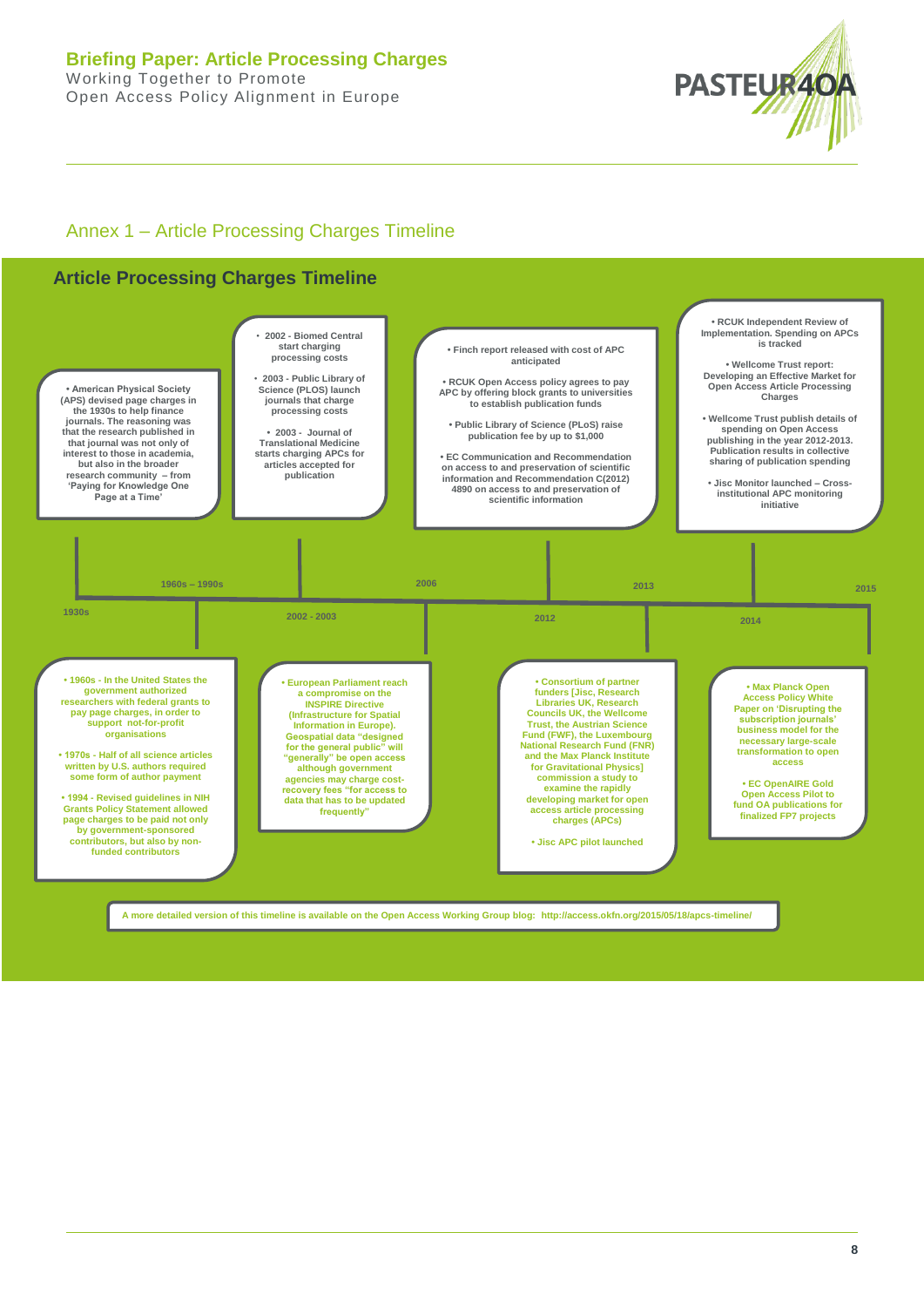## Annex 1 – Article Processing Charges Timeline

### Article Processing Charges Timeline

**1930s**

- American Physical Society (APS) devised page charges in the 1930s to help finance journals. The reasoning was that the research published in that journal was not only of interest to those in academia, but also in the broader research community – from 'Paying for Knowledge One Page at a Time'

**1960s – 1990s**

- 1960s - In the United States the government authorized researchers with federal grants to pay page charges, in order to support not-for-profit organisations
- 1970s - Half of all science articles written by U.S. authors required some form of author payment
- 1994 - Revised guidelines in NIH Grants Policy Statement allowed page charges to be paid not only by government-sponsored contributors, but also by non-funded contributors

**2002 - 2003**

- 2002 - Biomed Central start charging processing costs
- 2003 - Public Library of Science (PLOS) launch journals that charge processing costs
- 2003 - Journal of Translational Medicine starts charging APCs for articles accepted for publication

**2006**

- European Parliament reach a compromise on the INSPIRE Directive (Infrastructure for Spatial Information in Europe). Geospatial data "designed for the general public" will "generally" be open access although government agencies may charge cost-recovery fees "for access to data that has to be updated frequently"

**2012**

- Finch report released with cost of APC anticipated
- RCUK Open Access policy agrees to pay APC by offering block grants to universities to establish publication funds
- Public Library of Science (PLoS) raise publication fee by up to $1,000
- EC Communication and Recommendation on access to and preservation of scientific information and Recommendation C(2012) 4890 on access to and preservation of scientific information

**2013**

- Consortium of partner funders [Jisc, Research Libraries UK, Research Councils UK, the Wellcome Trust, the Austrian Science Fund (FWF), the Luxembourg National Research Fund (FNR) and the Max Planck Institute for Gravitational Physics] commission a study to examine the rapidly developing market for open access article processing charges (APCs)
- Jisc APC pilot launched

**2014**

- RCUK Independent Review of Implementation. Spending on APCs is tracked
- Wellcome Trust report: Developing an Effective Market for Open Access Article Processing Charges
- Wellcome Trust publish details of spending on Open Access publishing in the year 2012-2013. Publication results in collective sharing of publication spending
- Jisc Monitor launched – Cross-institutional APC monitoring initiative

**2015**

- Max Planck Open Access Policy White Paper on 'Disrupting the subscription journals' business model for the necessary large-scale transformation to open access
- EC OpenAIRE Gold Open Access Pilot to fund OA publications for finalized FP7 projects

A more detailed version of this timeline is available on the Open Access Working Group blog: http://access.okfn.org/2015/05/18/apcs-timeline/